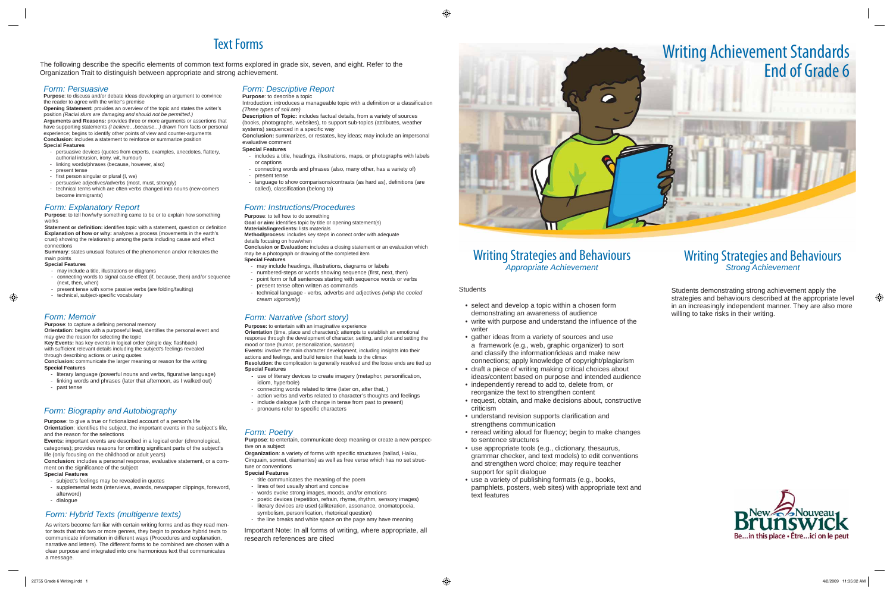# Text Forms

The following describe the specific elements of common text forms explored in grade six, seven, and eight. Refer to the Organization Trait to distinguish between appropriate and strong achievement.

## *Form: Persuasive*

**Purpose**: to discuss and/or debate ideas developing an argument to convince the reader to agree with the writer's premise

**Opening Statement:** provides an overview of the topic and states the writer's position *(Racial slurs are damaging and should not be permitted.)*

**Arguments and Reasons:** provides three or more arguments or assertions that have supporting statements *(I believe…because…)* drawn from facts or personal experience; begins to identify other points of view and counter-arguments

**Conclusion**: includes a statement to reinforce or summarize position

**Special Features**

- persuasive devices (quotes from experts, examples, anecdotes, flattery, authorial intrusion, irony, wit, humour)
- linking words/phrases (because, however, also)
- present tense
- first person singular or plural (I, we)
- persuasive adjectives/adverbs (most, must, strongly)
- technical terms which are often verbs changed into nouns (new-comers become immigrants)

## *Form: Explanatory Report*

**Purpose**: to tell how/why something came to be or to explain how something works

**Statement or definition:** identifies topic with a statement, question or definition

**Explanation of how or why:** analyzes a process (movements in the earth's crust) showing the relationship among the parts including cause and effect connections

**Summary**: states unusual features of the phenomenon and/or reiterates the main points

**Special Features**

- may include a title, illustrations or diagrams
- connecting words to signal cause-effect (if, because, then) and/or sequence (next, then, when)
- present tense with some passive verbs (are folding/faulting)
- technical, subject-specific vocabulary

## *Form: Memoir*

**Purpose**: to capture a defining personal memory

**Orientation**: begins with a purposeful lead, identifies the personal event and may give the reason for selecting the topic

**Key Events:** has key events in logical order (single day, flashback) with sufficient relevant details including the subject's feelings revealed through describing actions or using quotes

**Conclusion:** communicate the larger meaning or reason for the writing

**Special Features**

- literary language (powerful nouns and verbs, figurative language)
- linking words and phrases (later that afternoon, as I walked out)
- past tense

## *Form: Biography and Autobiography*

**Purpose**: to give a true or fictionalized account of a person's life

**Orientation**: identifies the subject, the important events in the subject's life, and the reason for the selections

**Events:** important events are described in a logical order (chronological, categories); provides reasons for omitting significant parts of the subject's life (only focusing on the childhood or adult years)

**Conclusion**: includes a personal response, evaluative statement, or a comment on the significance of the subject

**Special Features**

- subject's feelings may be revealed in quotes
- supplemental texts (interviews, awards, newspaper clippings, foreword, afterword)
- dialogue

## *Form: Hybrid Texts (multigenre texts)*

As writers become familiar with certain writing forms and as they read mentor texts that mix two or more genres, they begin to produce hybrid texts to communicate information in different ways (Procedures and explanation, narrative and letters). The different forms to be combined are chosen with a clear purpose and integrated into one harmonious text that communicates a message.

## *Form: Descriptive Report*

**Purpose**: to describe a topic

Introduction: introduces a manageable topic with a definition or a classification *(Three types of soil are)*

**Description of Topic:** includes factual details, from a variety of sources (books, photographs, websites), to support sub-topics (attributes, weather systems) sequenced in a specific way

**Conclusion:** summarizes, or restates, key ideas; may include an impersonal evaluative comment

**Special Features**

- includes a title, headings, illustrations, maps, or photographs with labels or captions
- connecting words and phrases (also, many other, has a variety of)
- present tense
- language to show comparisons/contrasts (as hard as), definitions (are called), classification (belong to)

## *Form: Instructions/Procedures*

**Purpose**: to tell how to do something

**Goal or aim:** identifies topic by title or opening statement(s)

**Materials/ingredients:** lists materials

**Method/process:** includes key steps in correct order with adequate details focusing on how/when

**Conclusion or Evaluation:** includes a closing statement or an evaluation which may be a photograph or drawing of the completed item

**Special Features**

- may include headings, illustrations, diagrams or labels
- numbered-steps or words showing sequence (first, next, then)
- point form or full sentences starting with sequence words or verbs
- present tense often written as commands
- technical language - verbs, adverbs and adjectives *(whip the cooled cream vigorously)*

## *Form: Narrative (short story)*

**Purpose:** to entertain with an imaginative experience

**Orientation** (time, place and characters): attempts to establish an emotional response through the development of character, setting, and plot and setting the mood or tone (humor, personalization, sarcasm)

**Events:** involve the main character development, including insights into their actions and feelings, and build tension that leads to the climax

**Resolution**: the complication is generally resolved and the loose ends are tied up

**Special Features**

- use of literary devices to create imagery (metaphor, personification, idiom, hyperbole)
- connecting words related to time (later on, after that, )
- action verbs and verbs related to character's thoughts and feelings
- include dialogue (with change in tense from past to present)
- pronouns refer to specific characters

## *Form: Poetry*

**Purpose**: to entertain, communicate deep meaning or create a new perspective on a subject

**Organization**: a variety of forms with specific structures (ballad, Haiku, Cinquain, sonnet, diamantes) as well as free verse which has no set structure or conventions

**Special Features**

- title communicates the meaning of the poem
- lines of text usually short and concise
- words evoke strong images, moods, and/or emotions
- poetic devices (repetition, refrain, rhyme, rhythm, sensory images)
- literary devices are used (alliteration, assonance, onomatopoeia, symbolism, personification, rhetorical question)
- the line breaks and white space on the page may have meaning

Important Note: In all forms of writing, where appropriate, all research references are cited

# Writing Achievement Standards End of Grade 6

## Writing Strategies and Behaviours
*Appropriate Achievement*

Students

- select and develop a topic within a chosen form demonstrating an awareness of audience
- write with purpose and understand the influence of the writer
- gather ideas from a variety of sources and use a framework (e.g., web, graphic organizer) to sort and classify the information/ideas and make new connections; apply knowledge of copyright/plagiarism
- draft a piece of writing making critical choices about ideas/content based on purpose and intended audience
- independently reread to add to, delete from, or reorganize the text to strengthen content
- request, obtain, and make decisions about, constructive criticism
- understand revision supports clarification and strengthens communication
- reread writing aloud for fluency; begin to make changes to sentence structures
- use appropriate tools (e.g., dictionary, thesaurus, grammar checker, and text models) to edit conventions and strengthen word choice; may require teacher support for split dialogue
- use a variety of publishing formats (e.g., books, pamphlets, posters, web sites) with appropriate text and text features

## Writing Strategies and Behaviours
*Strong Achievement*

Students demonstrating strong achievement apply the strategies and behaviours described at the appropriate level in an increasingly independent manner. They are also more willing to take risks in their writing.

New Brunswick / Nouveau Brunswick — Be…in this place • Être…ici on le peut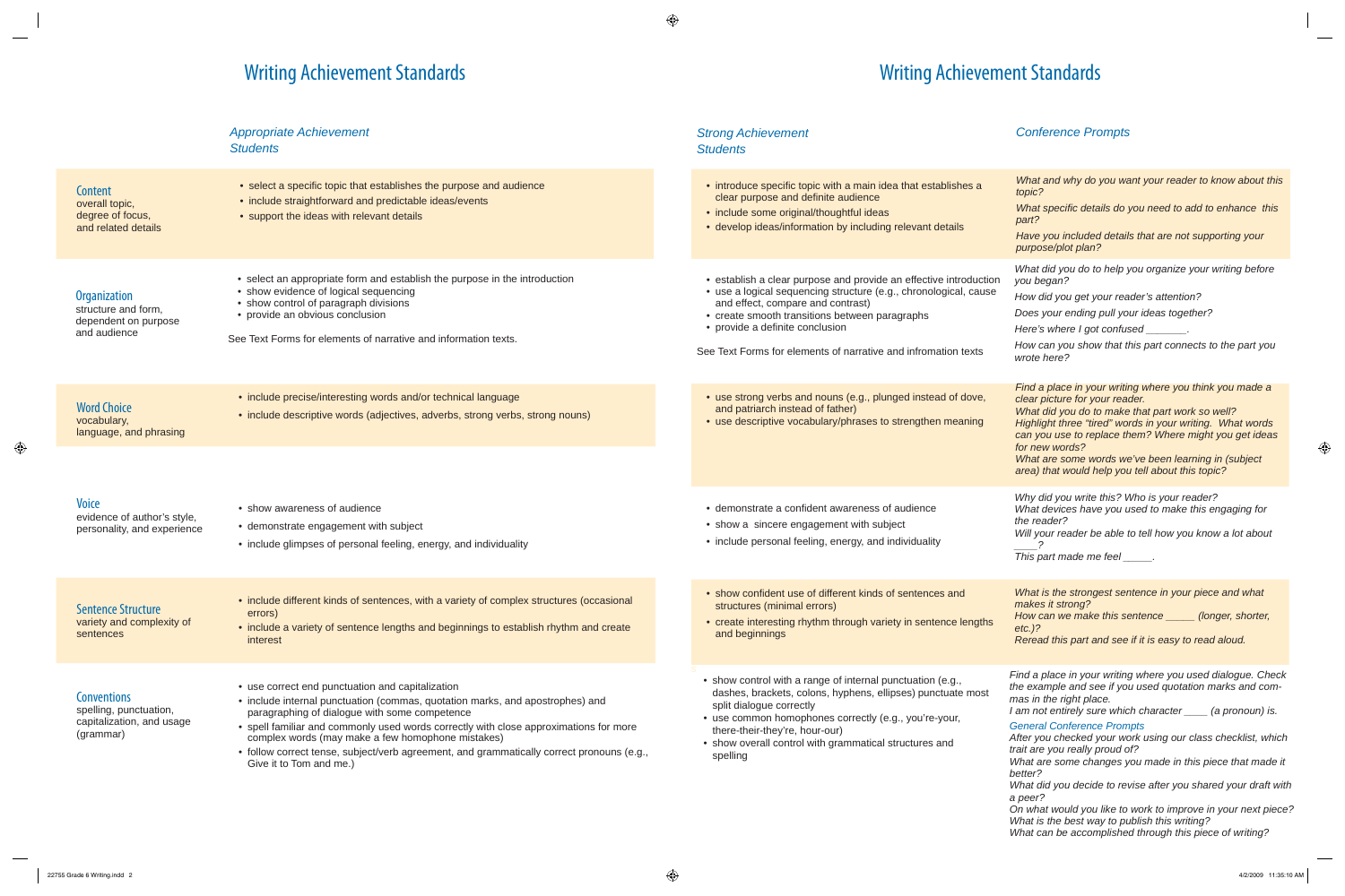# Writing Achievement Standards

| | *Appropriate Achievement Students* | *Strong Achievement Students* | *Conference Prompts* |
|---|---|---|---|
| **Content** overall topic, degree of focus, and related details | • select a specific topic that establishes the purpose and audience<br>• include straightforward and predictable ideas/events<br>• support the ideas with relevant details | • introduce specific topic with a main idea that establishes a clear purpose and definite audience<br>• include some original/thoughtful ideas<br>• develop ideas/information by including relevant details | *What and why do you want your reader to know about this topic?*<br>*What specific details do you need to add to enhance this part?*<br>*Have you included details that are not supporting your purpose/plot plan?* |
| **Organization** structure and form, dependent on purpose and audience | • select an appropriate form and establish the purpose in the introduction<br>• show evidence of logical sequencing<br>• show control of paragraph divisions<br>• provide an obvious conclusion<br><br>See Text Forms for elements of narrative and information texts. | • establish a clear purpose and provide an effective introduction<br>• use a logical sequencing structure (e.g., chronological, cause and effect, compare and contrast)<br>• create smooth transitions between paragraphs<br>• provide a definite conclusion<br><br>See Text Forms for elements of narrative and infromation texts | *What did you do to help you organize your writing before you began?*<br>*How did you get your reader's attention?*<br>*Does your ending pull your ideas together?*<br>*Here's where I got confused _______.*<br>*How can you show that this part connects to the part you wrote here?* |
| **Word Choice** vocabulary, language, and phrasing | • include precise/interesting words and/or technical language<br>• include descriptive words (adjectives, adverbs, strong verbs, strong nouns) | • use strong verbs and nouns (e.g., plunged instead of dove, and patriarch instead of father)<br>• use descriptive vocabulary/phrases to strengthen meaning | *Find a place in your writing where you think you made a clear picture for your reader.*<br>*What did you do to make that part work so well?*<br>*Highlight three "tired" words in your writing. What words can you use to replace them? Where might you get ideas for new words?*<br>*What are some words we've been learning in (subject area) that would help you tell about this topic?* |
| **Voice** evidence of author's style, personality, and experience | • show awareness of audience<br>• demonstrate engagement with subject<br>• include glimpses of personal feeling, energy, and individuality | • demonstrate a confident awareness of audience<br>• show a sincere engagement with subject<br>• include personal feeling, energy, and individuality | *Why did you write this? Who is your reader?*<br>*What devices have you used to make this engaging for the reader?*<br>*Will your reader be able to tell how you know a lot about ____?*<br>*This part made me feel _____.* |
| **Sentence Structure** variety and complexity of sentences | • include different kinds of sentences, with a variety of complex structures (occasional errors)<br>• include a variety of sentence lengths and beginnings to establish rhythm and create interest | • show confident use of different kinds of sentences and structures (minimal errors)<br>• create interesting rhythm through variety in sentence lengths and beginnings | *What is the strongest sentence in your piece and what makes it strong?*<br>*How can we make this sentence _____ (longer, shorter, etc.)?*<br>*Reread this part and see if it is easy to read aloud.* |
| **Conventions** spelling, punctuation, capitalization, and usage (grammar) | • use correct end punctuation and capitalization<br>• include internal punctuation (commas, quotation marks, and apostrophes) and paragraphing of dialogue with some competence<br>• spell familiar and commonly used words correctly with close approximations for more complex words (may make a few homophone mistakes)<br>• follow correct tense, subject/verb agreement, and grammatically correct pronouns (e.g., Give it to Tom and me.) | • show control with a range of internal punctuation (e.g., dashes, brackets, colons, hyphens, ellipses) punctuate most split dialogue correctly<br>• use common homophones correctly (e.g., you're-your, there-their-they're, hour-our)<br>• show overall control with grammatical structures and spelling | *Find a place in your writing where you used dialogue. Check the example and see if you used quotation marks and commas in the right place.*<br>*I am not entirely sure which character ____ (a pronoun) is.*<br><br>*General Conference Prompts*<br>*After you checked your work using our class checklist, which trait are you really proud of?*<br>*What are some changes you made in this piece that made it better?*<br>*What did you decide to revise after you shared your draft with a peer?*<br>*On what would you like to work to improve in your next piece?*<br>*What is the best way to publish this writing?*<br>*What can be accomplished through this piece of writing?* |